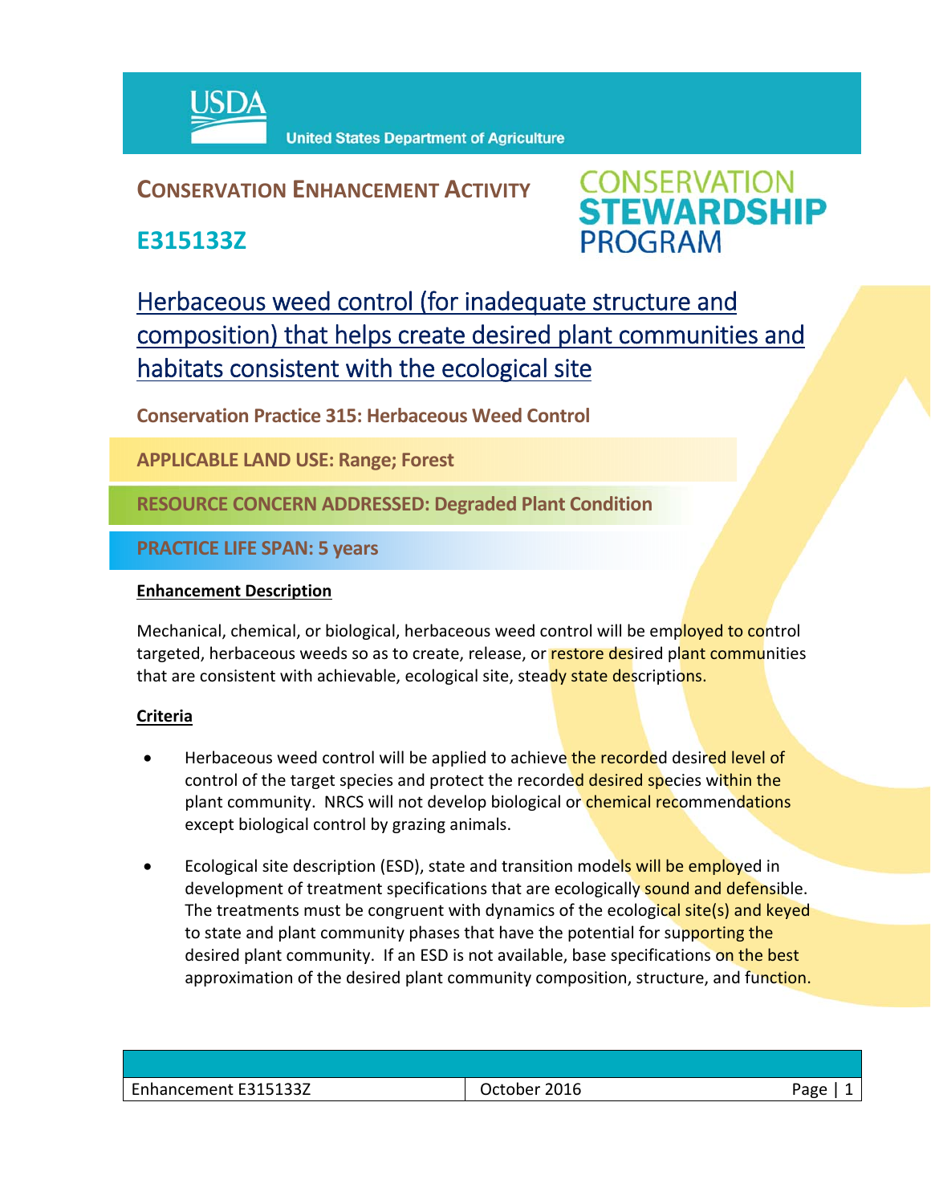USDA United States Department of Agriculture

# CONSERVATION ENHANCEMENT ACTIVITY

## E315133Z

CONSERVATION STEWARDSHIP PROGRAM

## Herbaceous weed control (for inadequate structure and composition) that helps create desired plant communities and habitats consistent with the ecological site

**Conservation Practice 315: Herbaceous Weed Control**

**APPLICABLE LAND USE: Range; Forest**

**RESOURCE CONCERN ADDRESSED: Degraded Plant Condition**

**PRACTICE LIFE SPAN: 5 years**

### Enhancement Description

Mechanical, chemical, or biological, herbaceous weed control will be employed to control targeted, herbaceous weeds so as to create, release, or restore desired plant communities that are consistent with achievable, ecological site, steady state descriptions.

### Criteria

- Herbaceous weed control will be applied to achieve the recorded desired level of control of the target species and protect the recorded desired species within the plant community. NRCS will not develop biological or chemical recommendations except biological control by grazing animals.
- Ecological site description (ESD), state and transition models will be employed in development of treatment specifications that are ecologically sound and defensible. The treatments must be congruent with dynamics of the ecological site(s) and keyed to state and plant community phases that have the potential for supporting the desired plant community. If an ESD is not available, base specifications on the best approximation of the desired plant community composition, structure, and function.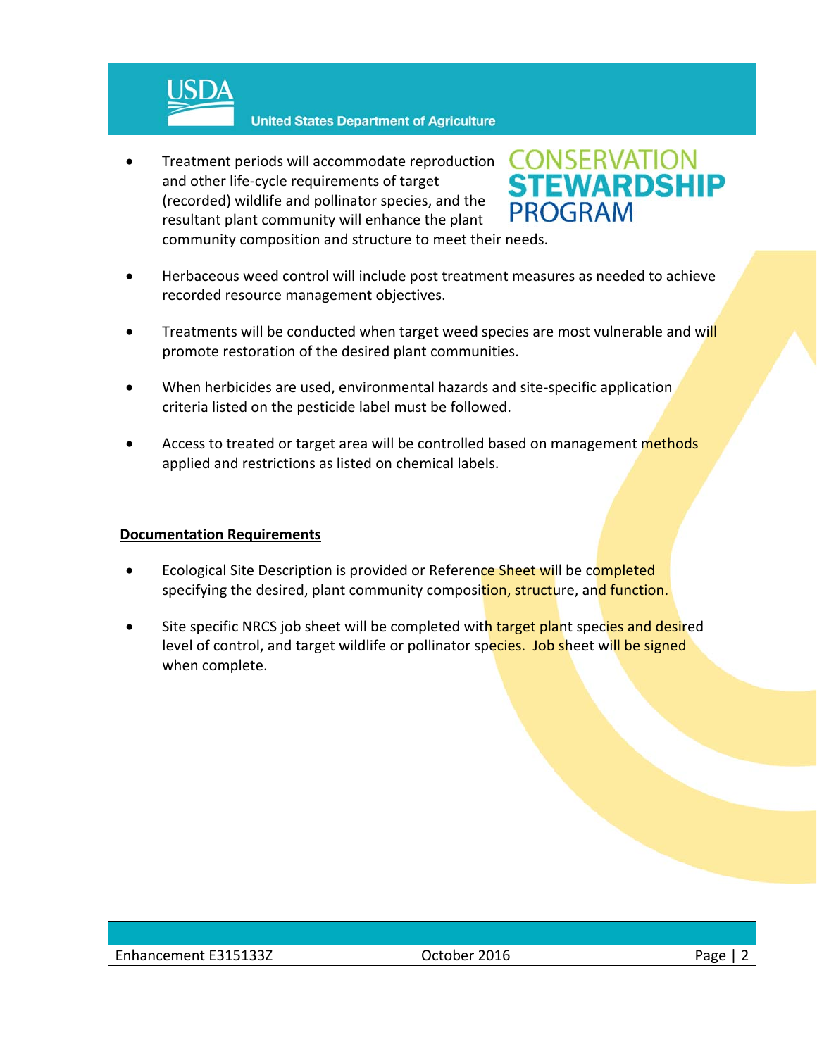- Treatment periods will accommodate reproduction and other life-cycle requirements of target (recorded) wildlife and pollinator species, and the resultant plant community will enhance the plant community composition and structure to meet their needs.

- Herbaceous weed control will include post treatment measures as needed to achieve recorded resource management objectives.

- Treatments will be conducted when target weed species are most vulnerable and will promote restoration of the desired plant communities.

- When herbicides are used, environmental hazards and site-specific application criteria listed on the pesticide label must be followed.

- Access to treated or target area will be controlled based on management methods applied and restrictions as listed on chemical labels.

**Documentation Requirements**

- Ecological Site Description is provided or Reference Sheet will be completed specifying the desired, plant community composition, structure, and function.

- Site specific NRCS job sheet will be completed with target plant species and desired level of control, and target wildlife or pollinator species. Job sheet will be signed when complete.